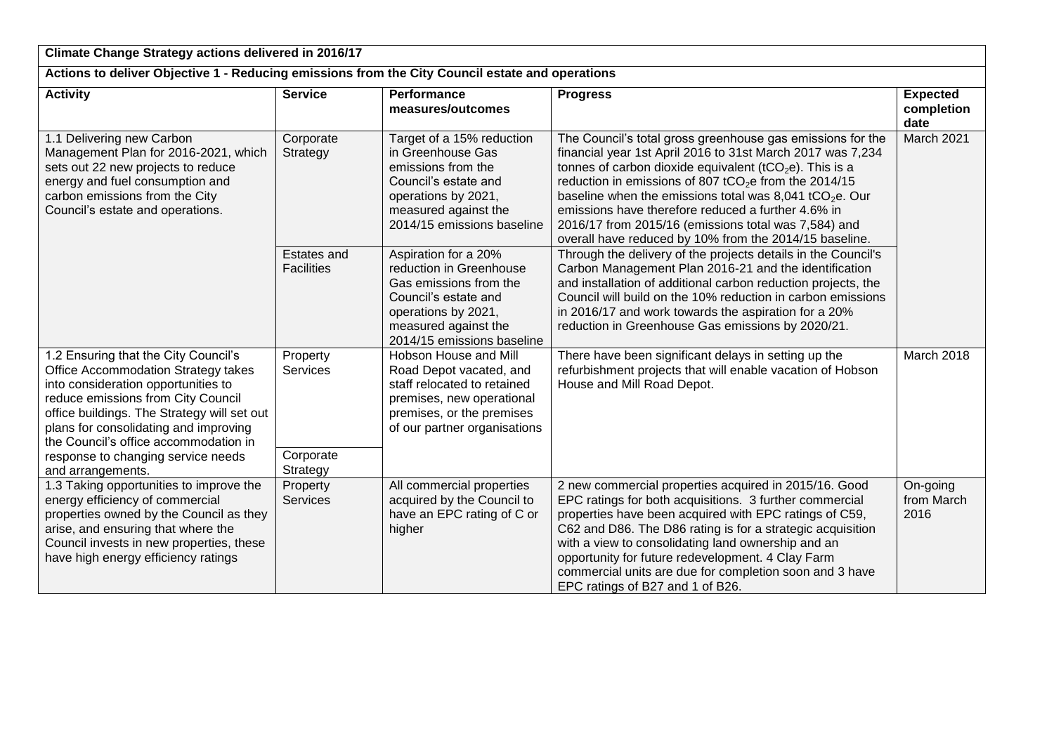## Climate Change Strategy actions delivered in 2016/17

### Actions to deliver Objective 1 - Reducing emissions from the City Council estate and operations

| Activity | Service | Performance measures/outcomes | Progress | Expected completion date |
|---|---|---|---|---|
| 1.1 Delivering new Carbon Management Plan for 2016-2021, which sets out 22 new projects to reduce energy and fuel consumption and carbon emissions from the City Council's estate and operations. | Corporate Strategy | Target of a 15% reduction in Greenhouse Gas emissions from the Council's estate and operations by 2021, measured against the 2014/15 emissions baseline | The Council's total gross greenhouse gas emissions for the financial year 1st April 2016 to 31st March 2017 was 7,234 tonnes of carbon dioxide equivalent ($tCO_2e$). This is a reduction in emissions of 807 $tCO_2e$ from the 2014/15 baseline when the emissions total was 8,041 $tCO_2e$. Our emissions have therefore reduced a further 4.6% in 2016/17 from 2015/16 (emissions total was 7,584) and overall have reduced by 10% from the 2014/15 baseline. | March 2021 |
| | Estates and Facilities | Aspiration for a 20% reduction in Greenhouse Gas emissions from the Council's estate and operations by 2021, measured against the 2014/15 emissions baseline | Through the delivery of the projects details in the Council's Carbon Management Plan 2016-21 and the identification and installation of additional carbon reduction projects, the Council will build on the 10% reduction in carbon emissions in 2016/17 and work towards the aspiration for a 20% reduction in Greenhouse Gas emissions by 2020/21. | |
| 1.2 Ensuring that the City Council's Office Accommodation Strategy takes into consideration opportunities to reduce emissions from City Council office buildings. The Strategy will set out plans for consolidating and improving the Council's office accommodation in response to changing service needs and arrangements. | Property Services<br><br>Corporate Strategy | Hobson House and Mill Road Depot vacated, and staff relocated to retained premises, new operational premises, or the premises of our partner organisations | There have been significant delays in setting up the refurbishment projects that will enable vacation of Hobson House and Mill Road Depot. | March 2018 |
| 1.3 Taking opportunities to improve the energy efficiency of commercial properties owned by the Council as they arise, and ensuring that where the Council invests in new properties, these have high energy efficiency ratings | Property Services | All commercial properties acquired by the Council to have an EPC rating of C or higher | 2 new commercial properties acquired in 2015/16. Good EPC ratings for both acquisitions. 3 further commercial properties have been acquired with EPC ratings of C59, C62 and D86. The D86 rating is for a strategic acquisition with a view to consolidating land ownership and an opportunity for future redevelopment. 4 Clay Farm commercial units are due for completion soon and 3 have EPC ratings of B27 and 1 of B26. | On-going from March 2016 |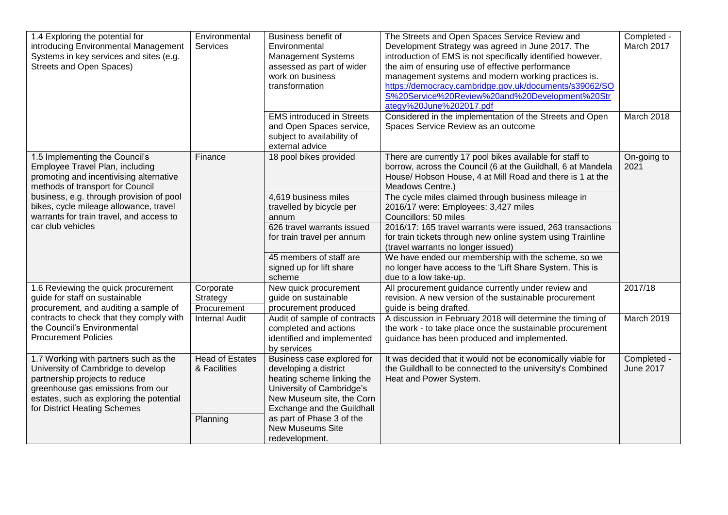| 1.4 Exploring the potential for introducing Environmental Management Systems in key services and sites (e.g. Streets and Open Spaces) | Environmental Services | Business benefit of Environmental Management Systems assessed as part of wider work on business transformation | The Streets and Open Spaces Service Review and Development Strategy was agreed in June 2017. The introduction of EMS is not specifically identified however, the aim of ensuring use of effective performance management systems and modern working practices is. https://democracy.cambridge.gov.uk/documents/s39062/SOS%20Service%20Review%20and%20Development%20Strategy%20June%202017.pdf | Completed - March 2017 |
|---|---|---|---|---|
| | | EMS introduced in Streets and Open Spaces service, subject to availability of external advice | Considered in the implementation of the Streets and Open Spaces Service Review as an outcome | March 2018 |
| 1.5 Implementing the Council's Employee Travel Plan, including promoting and incentivising alternative methods of transport for Council business, e.g. through provision of pool bikes, cycle mileage allowance, travel warrants for train travel, and access to car club vehicles | Finance | 18 pool bikes provided | There are currently 17 pool bikes available for staff to borrow, across the Council (6 at the Guildhall, 6 at Mandela House/ Hobson House, 4 at Mill Road and there is 1 at the Meadows Centre.) | On-going to 2021 |
| | | 4,619 business miles travelled by bicycle per annum | The cycle miles claimed through business mileage in 2016/17 were: Employees: 3,427 miles Councillors: 50 miles | |
| | | 626 travel warrants issued for train travel per annum | 2016/17: 165 travel warrants were issued, 263 transactions for train tickets through new online system using Trainline (travel warrants no longer issued) | |
| | | 45 members of staff are signed up for lift share scheme | We have ended our membership with the scheme, so we no longer have access to the 'Lift Share System. This is due to a low take-up. | |
| 1.6 Reviewing the quick procurement guide for staff on sustainable procurement, and auditing a sample of contracts to check that they comply with the Council's Environmental Procurement Policies | Corporate Strategy Procurement | New quick procurement guide on sustainable procurement produced | All procurement guidance currently under review and revision. A new version of the sustainable procurement guide is being drafted. | 2017/18 |
| | Internal Audit | Audit of sample of contracts completed and actions identified and implemented by services | A discussion in February 2018 will determine the timing of the work - to take place once the sustainable procurement guidance has been produced and implemented. | March 2019 |
| 1.7 Working with partners such as the University of Cambridge to develop partnership projects to reduce greenhouse gas emissions from our estates, such as exploring the potential for District Heating Schemes | Head of Estates & Facilities<br><br>Planning | Business case explored for developing a district heating scheme linking the University of Cambridge's New Museum site, the Corn Exchange and the Guildhall as part of Phase 3 of the New Museums Site redevelopment. | It was decided that it would not be economically viable for the Guildhall to be connected to the university's Combined Heat and Power System. | Completed - June 2017 |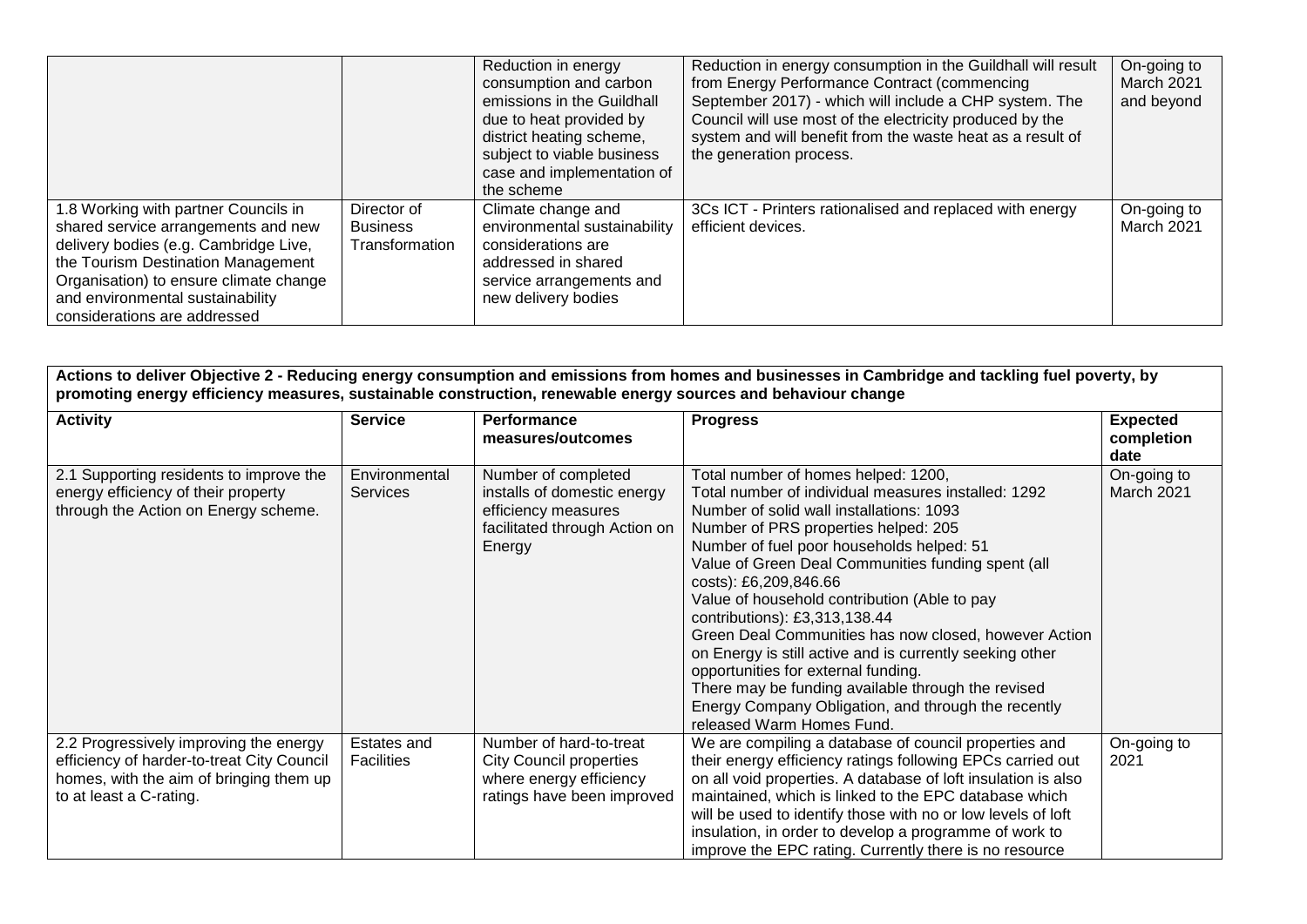| | | | | |
|---|---|---|---|---|
| | | Reduction in energy consumption and carbon emissions in the Guildhall due to heat provided by district heating scheme, subject to viable business case and implementation of the scheme | Reduction in energy consumption in the Guildhall will result from Energy Performance Contract (commencing September 2017) - which will include a CHP system. The Council will use most of the electricity produced by the system and will benefit from the waste heat as a result of the generation process. | On-going to March 2021 and beyond |
| 1.8 Working with partner Councils in shared service arrangements and new delivery bodies (e.g. Cambridge Live, the Tourism Destination Management Organisation) to ensure climate change and environmental sustainability considerations are addressed | Director of Business Transformation | Climate change and environmental sustainability considerations are addressed in shared service arrangements and new delivery bodies | 3Cs ICT - Printers rationalised and replaced with energy efficient devices. | On-going to March 2021 |

| **Actions to deliver Objective 2 - Reducing energy consumption and emissions from homes and businesses in Cambridge and tackling fuel poverty, by promoting energy efficiency measures, sustainable construction, renewable energy sources and behaviour change** | | | | |
|---|---|---|---|---|
| **Activity** | **Service** | **Performance measures/outcomes** | **Progress** | **Expected completion date** |
| 2.1 Supporting residents to improve the energy efficiency of their property through the Action on Energy scheme. | Environmental Services | Number of completed installs of domestic energy efficiency measures facilitated through Action on Energy | Total number of homes helped: 1200,<br>Total number of individual measures installed: 1292<br>Number of solid wall installations: 1093<br>Number of PRS properties helped: 205<br>Number of fuel poor households helped: 51<br>Value of Green Deal Communities funding spent (all costs): £6,209,846.66<br>Value of household contribution (Able to pay contributions): £3,313,138.44<br>Green Deal Communities has now closed, however Action on Energy is still active and is currently seeking other opportunities for external funding.<br>There may be funding available through the revised Energy Company Obligation, and through the recently released Warm Homes Fund. | On-going to March 2021 |
| 2.2 Progressively improving the energy efficiency of harder-to-treat City Council homes, with the aim of bringing them up to at least a C-rating. | Estates and Facilities | Number of hard-to-treat City Council properties where energy efficiency ratings have been improved | We are compiling a database of council properties and their energy efficiency ratings following EPCs carried out on all void properties. A database of loft insulation is also maintained, which is linked to the EPC database which will be used to identify those with no or low levels of loft insulation, in order to develop a programme of work to improve the EPC rating. Currently there is no resource | On-going to 2021 |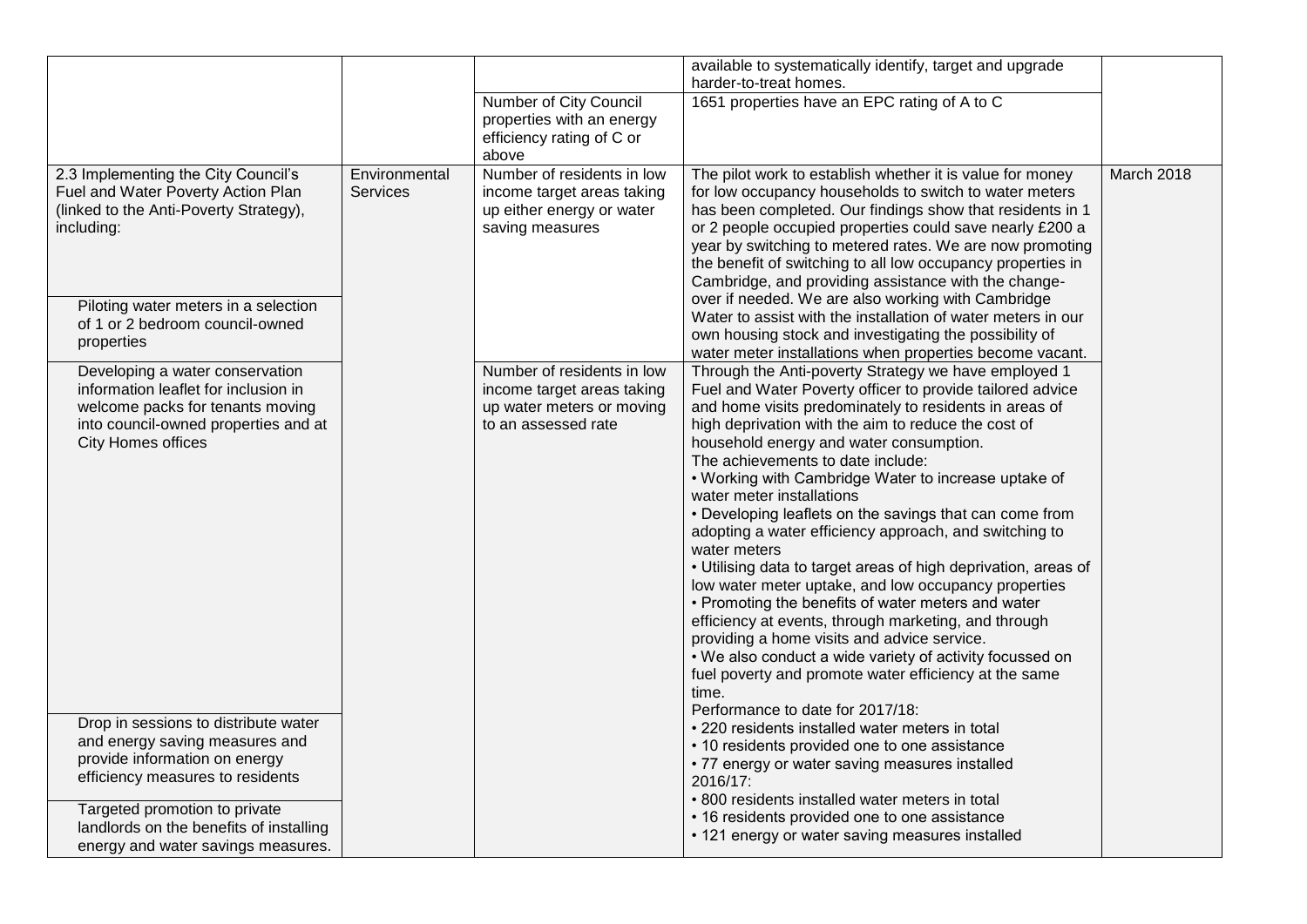| | | | | |
|---|---|---|---|---|
| | | | available to systematically identify, target and upgrade harder-to-treat homes. | |
| | | Number of City Council properties with an energy efficiency rating of C or above | 1651 properties have an EPC rating of A to C | |
| 2.3 Implementing the City Council's Fuel and Water Poverty Action Plan (linked to the Anti-Poverty Strategy), including:<br><br>Piloting water meters in a selection of 1 or 2 bedroom council-owned properties | Environmental Services | Number of residents in low income target areas taking up either energy or water saving measures | The pilot work to establish whether it is value for money for low occupancy households to switch to water meters has been completed. Our findings show that residents in 1 or 2 people occupied properties could save nearly £200 a year by switching to metered rates. We are now promoting the benefit of switching to all low occupancy properties in Cambridge, and providing assistance with the change-over if needed. We are also working with Cambridge Water to assist with the installation of water meters in our own housing stock and investigating the possibility of water meter installations when properties become vacant. | March 2018 |
| Developing a water conservation information leaflet for inclusion in welcome packs for tenants moving into council-owned properties and at City Homes offices<br><br>Drop in sessions to distribute water and energy saving measures and provide information on energy efficiency measures to residents<br><br>Targeted promotion to private landlords on the benefits of installing energy and water savings measures. | | Number of residents in low income target areas taking up water meters or moving to an assessed rate | Through the Anti-poverty Strategy we have employed 1 Fuel and Water Poverty officer to provide tailored advice and home visits predominately to residents in areas of high deprivation with the aim to reduce the cost of household energy and water consumption.<br>The achievements to date include:<br>• Working with Cambridge Water to increase uptake of water meter installations<br>• Developing leaflets on the savings that can come from adopting a water efficiency approach, and switching to water meters<br>• Utilising data to target areas of high deprivation, areas of low water meter uptake, and low occupancy properties<br>• Promoting the benefits of water meters and water efficiency at events, through marketing, and through providing a home visits and advice service.<br>• We also conduct a wide variety of activity focussed on fuel poverty and promote water efficiency at the same time.<br>Performance to date for 2017/18:<br>• 220 residents installed water meters in total<br>• 10 residents provided one to one assistance<br>• 77 energy or water saving measures installed<br>2016/17:<br>• 800 residents installed water meters in total<br>• 16 residents provided one to one assistance<br>• 121 energy or water saving measures installed | |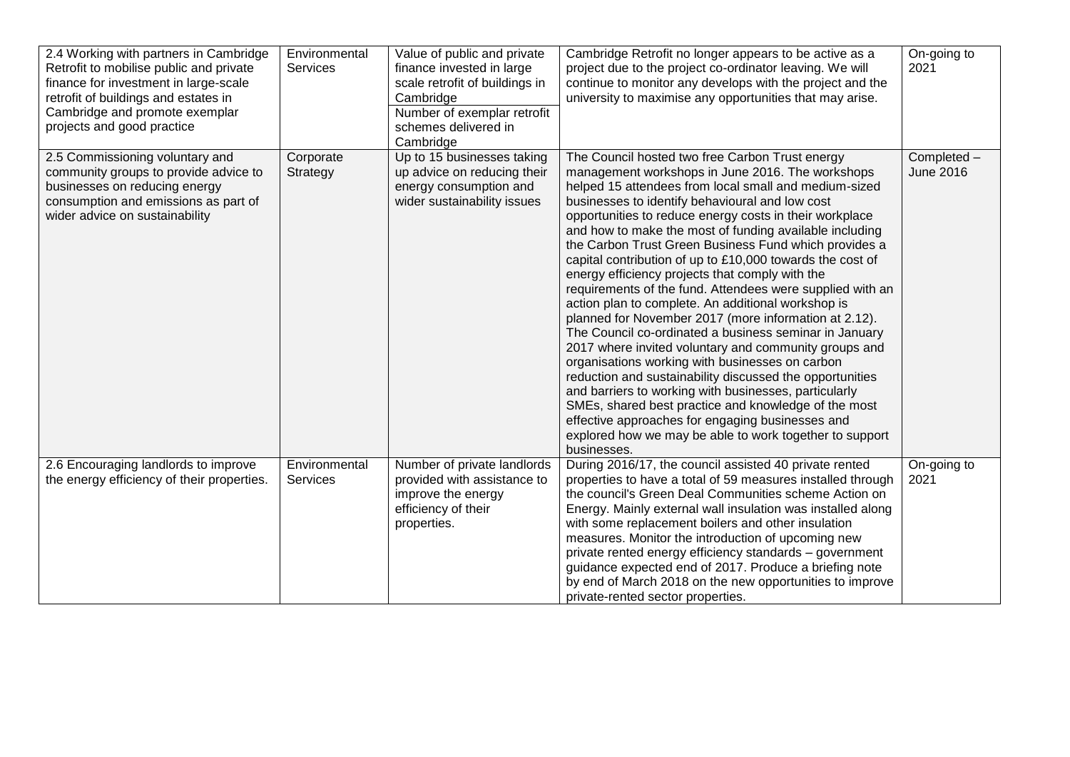| | | | | |
|---|---|---|---|---|
| 2.4 Working with partners in Cambridge Retrofit to mobilise public and private finance for investment in large-scale retrofit of buildings and estates in Cambridge and promote exemplar projects and good practice | Environmental Services | Value of public and private finance invested in large scale retrofit of buildings in Cambridge<br>Number of exemplar retrofit schemes delivered in Cambridge | Cambridge Retrofit no longer appears to be active as a project due to the project co-ordinator leaving. We will continue to monitor any develops with the project and the university to maximise any opportunities that may arise. | On-going to 2021 |
| 2.5 Commissioning voluntary and community groups to provide advice to businesses on reducing energy consumption and emissions as part of wider advice on sustainability | Corporate Strategy | Up to 15 businesses taking up advice on reducing their energy consumption and wider sustainability issues | The Council hosted two free Carbon Trust energy management workshops in June 2016. The workshops helped 15 attendees from local small and medium-sized businesses to identify behavioural and low cost opportunities to reduce energy costs in their workplace and how to make the most of funding available including the Carbon Trust Green Business Fund which provides a capital contribution of up to £10,000 towards the cost of energy efficiency projects that comply with the requirements of the fund. Attendees were supplied with an action plan to complete. An additional workshop is planned for November 2017 (more information at 2.12). The Council co-ordinated a business seminar in January 2017 where invited voluntary and community groups and organisations working with businesses on carbon reduction and sustainability discussed the opportunities and barriers to working with businesses, particularly SMEs, shared best practice and knowledge of the most effective approaches for engaging businesses and explored how we may be able to work together to support businesses. | Completed – June 2016 |
| 2.6 Encouraging landlords to improve the energy efficiency of their properties. | Environmental Services | Number of private landlords provided with assistance to improve the energy efficiency of their properties. | During 2016/17, the council assisted 40 private rented properties to have a total of 59 measures installed through the council's Green Deal Communities scheme Action on Energy. Mainly external wall insulation was installed along with some replacement boilers and other insulation measures. Monitor the introduction of upcoming new private rented energy efficiency standards – government guidance expected end of 2017. Produce a briefing note by end of March 2018 on the new opportunities to improve private-rented sector properties. | On-going to 2021 |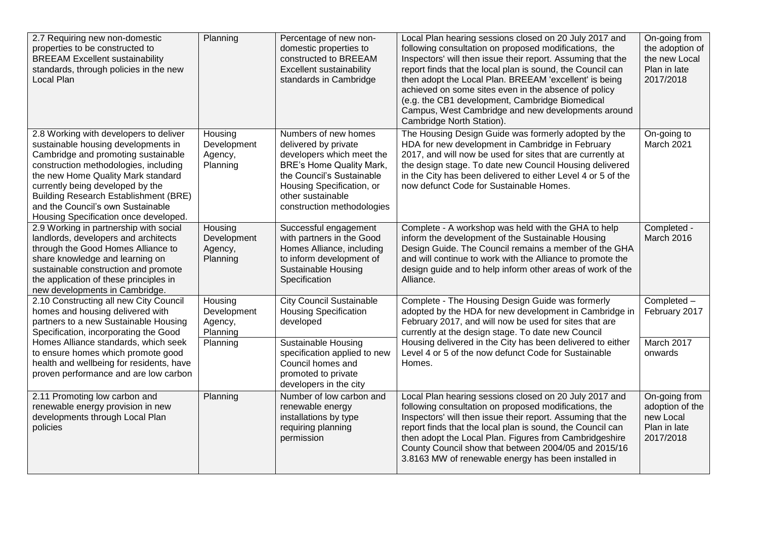| | | | | |
|---|---|---|---|---|
| 2.7 Requiring new non-domestic properties to be constructed to BREEAM Excellent sustainability standards, through policies in the new Local Plan | Planning | Percentage of new non-domestic properties to constructed to BREEAM Excellent sustainability standards in Cambridge | Local Plan hearing sessions closed on 20 July 2017 and following consultation on proposed modifications, the Inspectors' will then issue their report. Assuming that the report finds that the local plan is sound, the Council can then adopt the Local Plan. BREEAM 'excellent' is being achieved on some sites even in the absence of policy (e.g. the CB1 development, Cambridge Biomedical Campus, West Cambridge and new developments around Cambridge North Station). | On-going from the adoption of the new Local Plan in late 2017/2018 |
| 2.8 Working with developers to deliver sustainable housing developments in Cambridge and promoting sustainable construction methodologies, including the new Home Quality Mark standard currently being developed by the Building Research Establishment (BRE) and the Council's own Sustainable Housing Specification once developed. | Housing Development Agency, Planning | Numbers of new homes delivered by private developers which meet the BRE's Home Quality Mark, the Council's Sustainable Housing Specification, or other sustainable construction methodologies | The Housing Design Guide was formerly adopted by the HDA for new development in Cambridge in February 2017, and will now be used for sites that are currently at the design stage. To date new Council Housing delivered in the City has been delivered to either Level 4 or 5 of the now defunct Code for Sustainable Homes. | On-going to March 2021 |
| 2.9 Working in partnership with social landlords, developers and architects through the Good Homes Alliance to share knowledge and learning on sustainable construction and promote the application of these principles in new developments in Cambridge. | Housing Development Agency, Planning | Successful engagement with partners in the Good Homes Alliance, including to inform development of Sustainable Housing Specification | Complete - A workshop was held with the GHA to help inform the development of the Sustainable Housing Design Guide. The Council remains a member of the GHA and will continue to work with the Alliance to promote the design guide and to help inform other areas of work of the Alliance. | Completed - March 2016 |
| 2.10 Constructing all new City Council homes and housing delivered with partners to a new Sustainable Housing Specification, incorporating the Good Homes Alliance standards, which seek to ensure homes which promote good health and wellbeing for residents, have proven performance and are low carbon | Housing Development Agency, Planning | City Council Sustainable Housing Specification developed | Complete - The Housing Design Guide was formerly adopted by the HDA for new development in Cambridge in February 2017, and will now be used for sites that are currently at the design stage. To date new Council Housing delivered in the City has been delivered to either Level 4 or 5 of the now defunct Code for Sustainable Homes. | Completed – February 2017 |
| | Planning | Sustainable Housing specification applied to new Council homes and promoted to private developers in the city | | March 2017 onwards |
| 2.11 Promoting low carbon and renewable energy provision in new developments through Local Plan policies | Planning | Number of low carbon and renewable energy installations by type requiring planning permission | Local Plan hearing sessions closed on 20 July 2017 and following consultation on proposed modifications, the Inspectors' will then issue their report. Assuming that the report finds that the local plan is sound, the Council can then adopt the Local Plan. Figures from Cambridgeshire County Council show that between 2004/05 and 2015/16 3.8163 MW of renewable energy has been installed in | On-going from adoption of the new Local Plan in late 2017/2018 |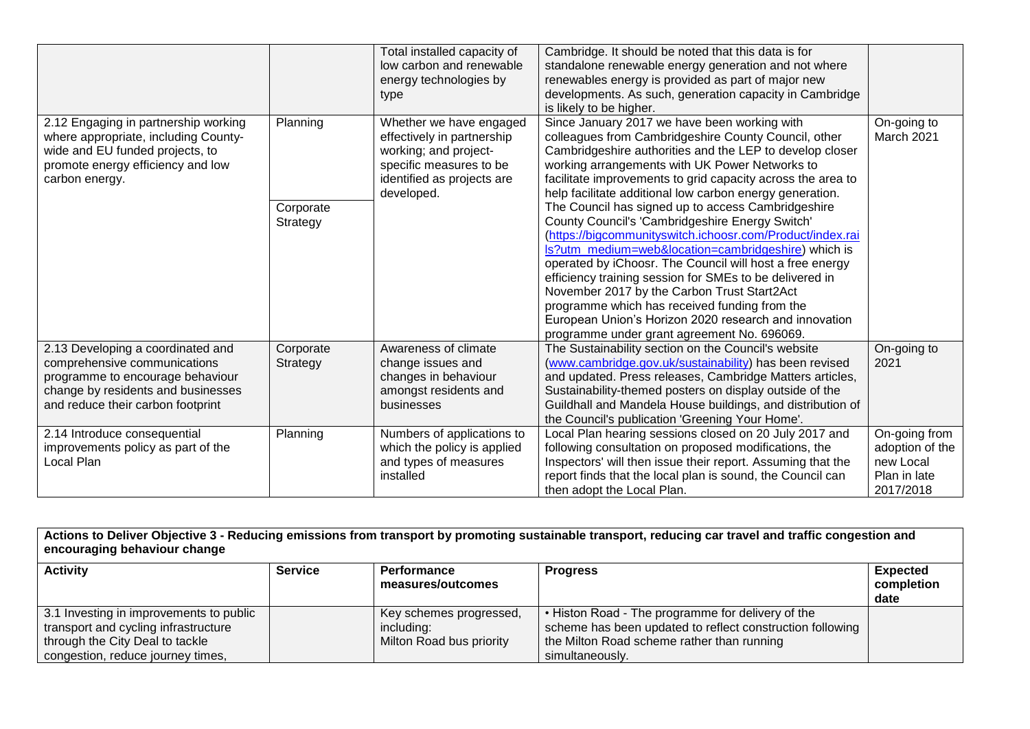| | | Total installed capacity of low carbon and renewable energy technologies by type | Cambridge. It should be noted that this data is for standalone renewable energy generation and not where renewables energy is provided as part of major new developments. As such, generation capacity in Cambridge is likely to be higher. | |
|---|---|---|---|---|
| 2.12 Engaging in partnership working where appropriate, including County-wide and EU funded projects, to promote energy efficiency and low carbon energy. | Planning<br><br>Corporate Strategy | Whether we have engaged effectively in partnership working; and project-specific measures to be developed. | Since January 2017 we have been working with colleagues from Cambridgeshire County Council, other Cambridgeshire authorities and the LEP to develop closer working arrangements with UK Power Networks to facilitate improvements to grid capacity across the area to help facilitate additional low carbon energy generation. The Council has signed up to access Cambridgeshire County Council's 'Cambridgeshire Energy Switch' (https://bigcommunityswitch.ichoosr.com/Product/index.rails?utm_medium=web&location=cambridgeshire) which is operated by iChoosr. The Council will host a free energy efficiency training session for SMEs to be delivered in November 2017 by the Carbon Trust Start2Act programme which has received funding from the European Union's Horizon 2020 research and innovation programme under grant agreement No. 696069. | On-going to March 2021 |
| 2.13 Developing a coordinated and comprehensive communications programme to encourage behaviour change by residents and businesses and reduce their carbon footprint | Corporate Strategy | Awareness of climate change issues and changes in behaviour amongst residents and businesses | The Sustainability section on the Council's website (www.cambridge.gov.uk/sustainability) has been revised and updated. Press releases, Cambridge Matters articles, Sustainability-themed posters on display outside of the Guildhall and Mandela House buildings, and distribution of the Council's publication 'Greening Your Home'. | On-going to 2021 |
| 2.14 Introduce consequential improvements policy as part of the Local Plan | Planning | Numbers of applications to which the policy is applied and types of measures installed | Local Plan hearing sessions closed on 20 July 2017 and following consultation on proposed modifications, the Inspectors' will then issue their report. Assuming that the report finds that the local plan is sound, the Council can then adopt the Local Plan. | On-going from adoption of the new Local Plan in late 2017/2018 |

**Actions to Deliver Objective 3 - Reducing emissions from transport by promoting sustainable transport, reducing car travel and traffic congestion and encouraging behaviour change**

| Activity | Service | Performance measures/outcomes | Progress | Expected completion date |
|---|---|---|---|---|
| 3.1 Investing in improvements to public transport and cycling infrastructure through the City Deal to tackle congestion, reduce journey times, | | Key schemes progressed, including:<br>Milton Road bus priority | • Histon Road - The programme for delivery of the scheme has been updated to reflect construction following the Milton Road scheme rather than running simultaneously. | |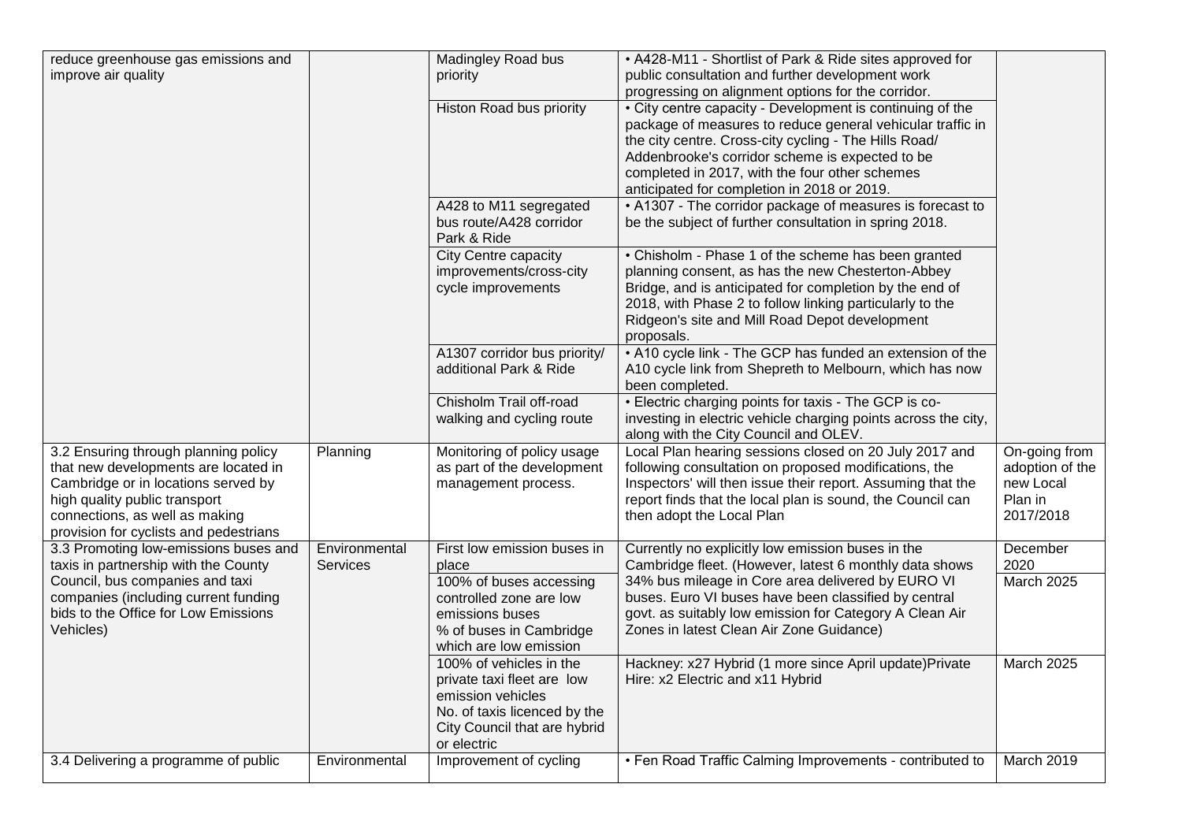| | | | | |
|---|---|---|---|---|
| reduce greenhouse gas emissions and improve air quality | | Madingley Road bus priority | • A428-M11 - Shortlist of Park & Ride sites approved for public consultation and further development work progressing on alignment options for the corridor. | |
| | | Histon Road bus priority | • City centre capacity - Development is continuing of the package of measures to reduce general vehicular traffic in the city centre. Cross-city cycling - The Hills Road/ Addenbrooke's corridor scheme is expected to be completed in 2017, with the four other schemes anticipated for completion in 2018 or 2019. | |
| | | A428 to M11 segregated bus route/A428 corridor Park & Ride | • A1307 - The corridor package of measures is forecast to be the subject of further consultation in spring 2018. | |
| | | City Centre capacity improvements/cross-city cycle improvements | • Chisholm - Phase 1 of the scheme has been granted planning consent, as has the new Chesterton-Abbey Bridge, and is anticipated for completion by the end of 2018, with Phase 2 to follow linking particularly to the Ridgeon's site and Mill Road Depot development proposals. | |
| | | A1307 corridor bus priority/ additional Park & Ride | • A10 cycle link - The GCP has funded an extension of the A10 cycle link from Shepreth to Melbourn, which has now been completed. | |
| | | Chisholm Trail off-road walking and cycling route | • Electric charging points for taxis - The GCP is co-investing in electric vehicle charging points across the city, along with the City Council and OLEV. | |
| 3.2 Ensuring through planning policy that new developments are located in Cambridge or in locations served by high quality public transport connections, as well as making provision for cyclists and pedestrians | Planning | Monitoring of policy usage as part of the development management process. | Local Plan hearing sessions closed on 20 July 2017 and following consultation on proposed modifications, the Inspectors' will then issue their report. Assuming that the report finds that the local plan is sound, the Council can then adopt the Local Plan | On-going from adoption of the new Local Plan in 2017/2018 |
| 3.3 Promoting low-emissions buses and taxis in partnership with the County Council, bus companies and taxi companies (including current funding bids to the Office for Low Emissions Vehicles) | Environmental Services | First low emission buses in place | Currently no explicitly low emission buses in the Cambridge fleet. (However, latest 6 monthly data shows 34% bus mileage in Core area delivered by EURO VI buses. Euro VI buses have been classified by central govt. as suitably low emission for Category A Clean Air Zones in latest Clean Air Zone Guidance) | December 2020 |
| | | 100% of buses accessing controlled zone are low emissions buses<br>% of buses in Cambridge which are low emission | | March 2025 |
| | | 100% of vehicles in the private taxi fleet are low emission vehicles<br>No. of taxis licenced by the City Council that are hybrid or electric | Hackney: x27 Hybrid (1 more since April update)Private Hire: x2 Electric and x11 Hybrid | March 2025 |
| 3.4 Delivering a programme of public | Environmental | Improvement of cycling | • Fen Road Traffic Calming Improvements - contributed to | March 2019 |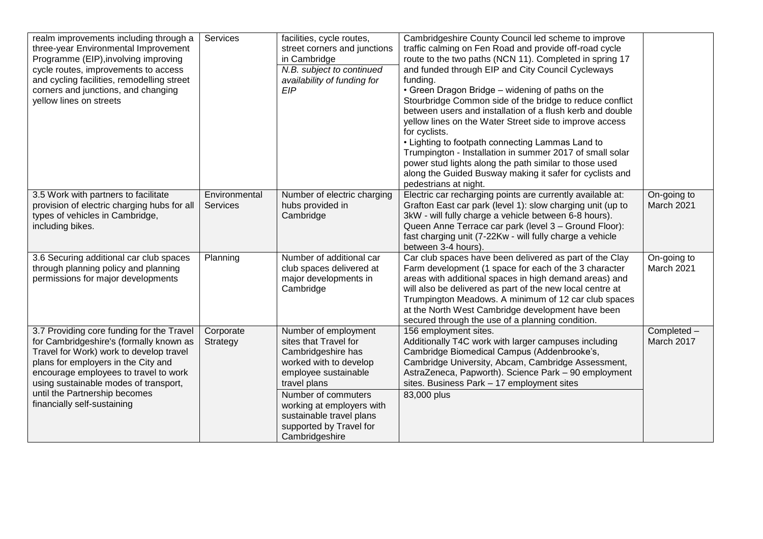| | | | | |
|---|---|---|---|---|
| realm improvements including through a three-year Environmental Improvement Programme (EIP),involving improving cycle routes, improvements to access and cycling facilities, remodelling street corners and junctions, and changing yellow lines on streets | Services | facilities, cycle routes, street corners and junctions in Cambridge<br>*N.B. subject to continued availability of funding for EIP* | Cambridgeshire County Council led scheme to improve traffic calming on Fen Road and provide off-road cycle route to the two paths (NCN 11). Completed in spring 17 and funded through EIP and City Council Cycleways funding.<br>• Green Dragon Bridge – widening of paths on the Stourbridge Common side of the bridge to reduce conflict between users and installation of a flush kerb and double yellow lines on the Water Street side to improve access for cyclists.<br>• Lighting to footpath connecting Lammas Land to Trumpington - Installation in summer 2017 of small solar power stud lights along the path similar to those used along the Guided Busway making it safer for cyclists and pedestrians at night. | |
| 3.5 Work with partners to facilitate provision of electric charging hubs for all types of vehicles in Cambridge, including bikes. | Environmental Services | Number of electric charging hubs provided in Cambridge | Electric car recharging points are currently available at: Grafton East car park (level 1): slow charging unit (up to 3kW - will fully charge a vehicle between 6-8 hours). Queen Anne Terrace car park (level 3 – Ground Floor): fast charging unit (7-22Kw - will fully charge a vehicle between 3-4 hours). | On-going to March 2021 |
| 3.6 Securing additional car club spaces through planning policy and planning permissions for major developments | Planning | Number of additional car club spaces delivered at major developments in Cambridge | Car club spaces have been delivered as part of the Clay Farm development (1 space for each of the 3 character areas with additional spaces in high demand areas) and will also be delivered as part of the new local centre at Trumpington Meadows. A minimum of 12 car club spaces at the North West Cambridge development have been secured through the use of a planning condition. | On-going to March 2021 |
| 3.7 Providing core funding for the Travel for Cambridgeshire's (formally known as Travel for Work) work to develop travel plans for employers in the City and encourage employees to travel to work using sustainable modes of transport, until the Partnership becomes financially self-sustaining | Corporate Strategy | Number of employment sites that Travel for Cambridgeshire has worked with to develop employee sustainable travel plans | 156 employment sites.<br>Additionally T4C work with larger campuses including Cambridge Biomedical Campus (Addenbrooke's, Cambridge University, Abcam, Cambridge Assessment, AstraZeneca, Papworth). Science Park – 90 employment sites. Business Park – 17 employment sites | Completed – March 2017 |
| | | Number of commuters working at employers with sustainable travel plans supported by Travel for Cambridgeshire | 83,000 plus | |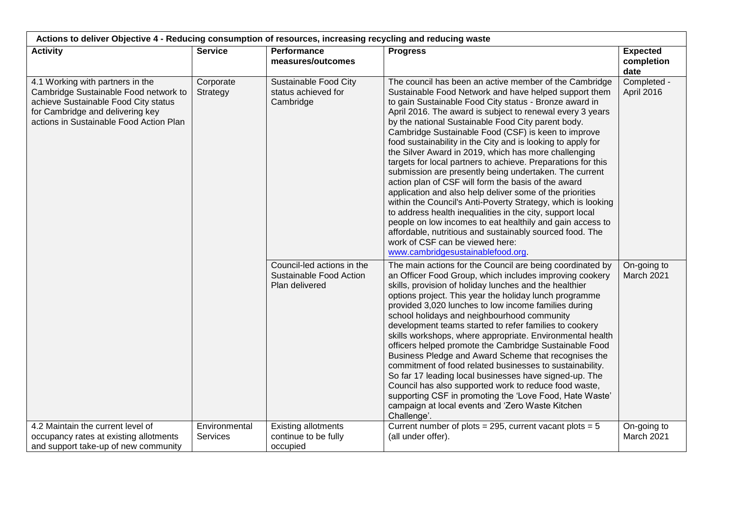| Actions to deliver Objective 4 - Reducing consumption of resources, increasing recycling and reducing waste | | | | |
|---|---|---|---|---|
| **Activity** | **Service** | **Performance measures/outcomes** | **Progress** | **Expected completion date** |
| 4.1 Working with partners in the Cambridge Sustainable Food network to achieve Sustainable Food City status for Cambridge and delivering key actions in Sustainable Food Action Plan | Corporate Strategy | Sustainable Food City status achieved for Cambridge | The council has been an active member of the Cambridge Sustainable Food Network and have helped support them to gain Sustainable Food City status - Bronze award in April 2016. The award is subject to renewal every 3 years by the national Sustainable Food City parent body. Cambridge Sustainable Food (CSF) is keen to improve food sustainability in the City and is looking to apply for the Silver Award in 2019, which has more challenging targets for local partners to achieve. Preparations for this submission are presently being undertaken. The current action plan of CSF will form the basis of the award application and also help deliver some of the priorities within the Council's Anti-Poverty Strategy, which is looking to address health inequalities in the city, support local people on low incomes to eat healthily and gain access to affordable, nutritious and sustainably sourced food. The work of CSF can be viewed here: www.cambridgesustainablefood.org. | Completed - April 2016 |
| | | Council-led actions in the Sustainable Food Action Plan delivered | The main actions for the Council are being coordinated by an Officer Food Group, which includes improving cookery skills, provision of holiday lunches and the healthier options project. This year the holiday lunch programme provided 3,020 lunches to low income families during school holidays and neighbourhood community development teams started to refer families to cookery skills workshops, where appropriate. Environmental health officers helped promote the Cambridge Sustainable Food Business Pledge and Award Scheme that recognises the commitment of food related businesses to sustainability. So far 17 leading local businesses have signed-up. The Council has also supported work to reduce food waste, supporting CSF in promoting the 'Love Food, Hate Waste' campaign at local events and 'Zero Waste Kitchen Challenge'. | On-going to March 2021 |
| 4.2 Maintain the current level of occupancy rates at existing allotments and support take-up of new community | Environmental Services | Existing allotments continue to be fully occupied | Current number of plots = 295, current vacant plots = 5 (all under offer). | On-going to March 2021 |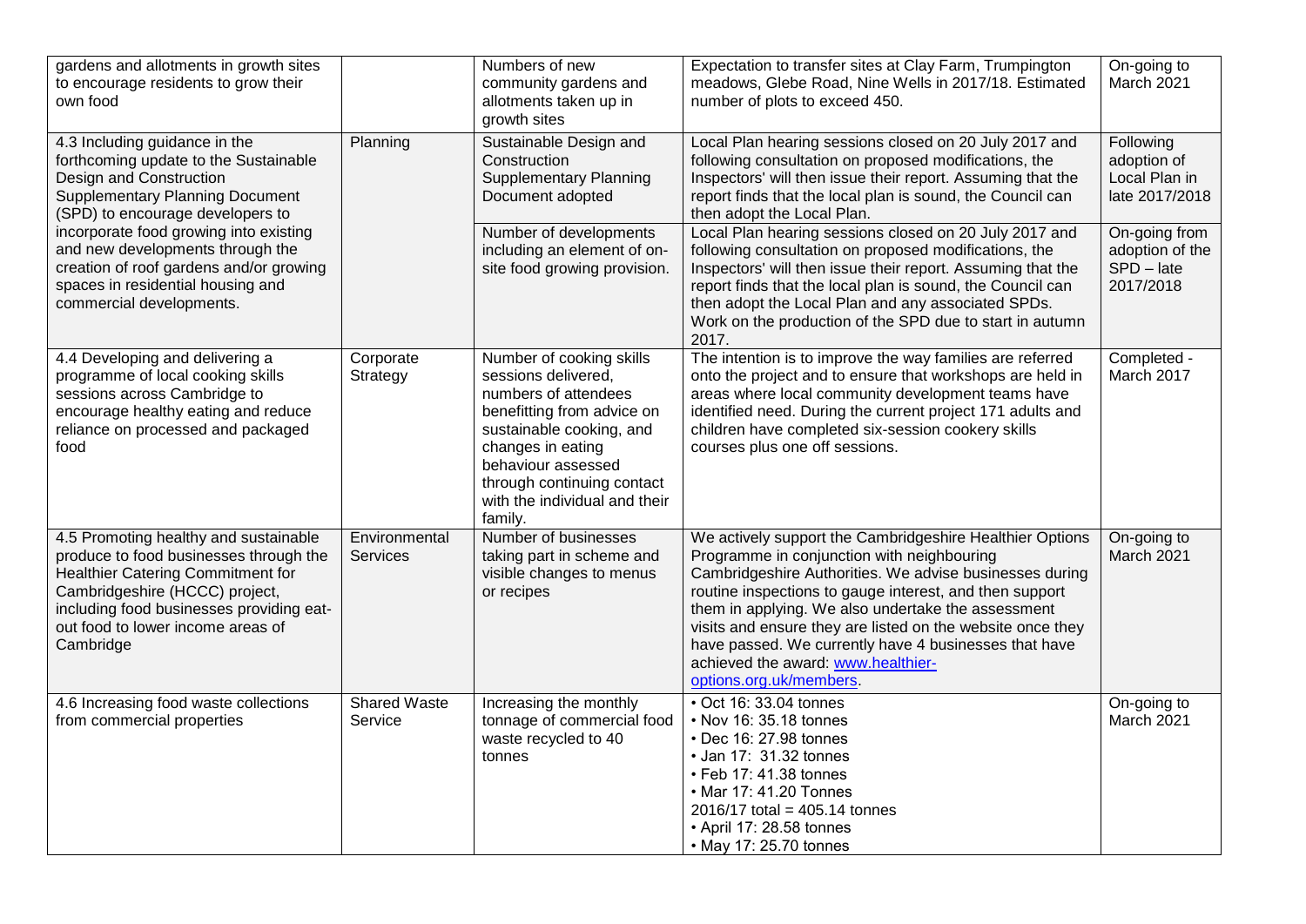| | | | | |
|---|---|---|---|---|
| gardens and allotments in growth sites to encourage residents to grow their own food | | Numbers of new community gardens and allotments taken up in growth sites | Expectation to transfer sites at Clay Farm, Trumpington meadows, Glebe Road, Nine Wells in 2017/18. Estimated number of plots to exceed 450. | On-going to March 2021 |
| 4.3 Including guidance in the forthcoming update to the Sustainable Design and Construction Supplementary Planning Document (SPD) to encourage developers to incorporate food growing into existing and new developments through the creation of roof gardens and/or growing spaces in residential housing and commercial developments. | Planning | Sustainable Design and Construction Supplementary Planning Document adopted | Local Plan hearing sessions closed on 20 July 2017 and following consultation on proposed modifications, the Inspectors' will then issue their report. Assuming that the report finds that the local plan is sound, the Council can then adopt the Local Plan. | Following adoption of Local Plan in late 2017/2018 |
| | | Number of developments including an element of on-site food growing provision. | Local Plan hearing sessions closed on 20 July 2017 and following consultation on proposed modifications, the Inspectors' will then issue their report. Assuming that the report finds that the local plan is sound, the Council can then adopt the Local Plan and any associated SPDs. Work on the production of the SPD due to start in autumn 2017. | On-going from adoption of the SPD – late 2017/2018 |
| 4.4 Developing and delivering a programme of local cooking skills sessions across Cambridge to encourage healthy eating and reduce reliance on processed and packaged food | Corporate Strategy | Number of cooking skills sessions delivered, numbers of attendees benefitting from advice on sustainable cooking, and changes in eating behaviour assessed through continuing contact with the individual and their family. | The intention is to improve the way families are referred onto the project and to ensure that workshops are held in areas where local community development teams have identified need. During the current project 171 adults and children have completed six-session cookery skills courses plus one off sessions. | Completed - March 2017 |
| 4.5 Promoting healthy and sustainable produce to food businesses through the Healthier Catering Commitment for Cambridgeshire (HCCC) project, including food businesses providing eat-out food to lower income areas of Cambridge | Environmental Services | Number of businesses taking part in scheme and visible changes to menus or recipes | We actively support the Cambridgeshire Healthier Options Programme in conjunction with neighbouring Cambridgeshire Authorities. We advise businesses during routine inspections to gauge interest, and then support them in applying. We also undertake the assessment visits and ensure they are listed on the website once they have passed. We currently have 4 businesses that have achieved the award: www.healthier-options.org.uk/members. | On-going to March 2021 |
| 4.6 Increasing food waste collections from commercial properties | Shared Waste Service | Increasing the monthly tonnage of commercial food waste recycled to 40 tonnes | • Oct 16: 33.04 tonnes<br>• Nov 16: 35.18 tonnes<br>• Dec 16: 27.98 tonnes<br>• Jan 17: 31.32 tonnes<br>• Feb 17: 41.38 tonnes<br>• Mar 17: 41.20 Tonnes<br>2016/17 total = 405.14 tonnes<br>• April 17: 28.58 tonnes<br>• May 17: 25.70 tonnes | On-going to March 2021 |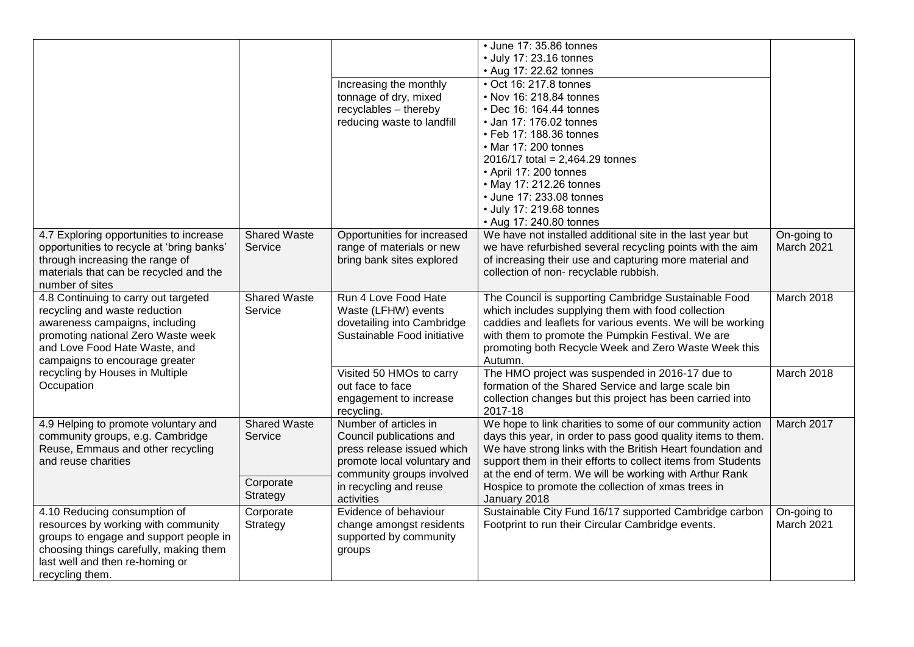| | | | • June 17: 35.86 tonnes<br>• July 17: 23.16 tonnes<br>• Aug 17: 22.62 tonnes | |
|---|---|---|---|---|
| | | Increasing the monthly tonnage of dry, mixed recyclables – thereby reducing waste to landfill | • Oct 16: 217.8 tonnes<br>• Nov 16: 218.84 tonnes<br>• Dec 16: 164.44 tonnes<br>• Jan 17: 176.02 tonnes<br>• Feb 17: 188.36 tonnes<br>• Mar 17: 200 tonnes<br>2016/17 total = 2,464.29 tonnes<br>• April 17: 200 tonnes<br>• May 17: 212.26 tonnes<br>• June 17: 233.08 tonnes<br>• July 17: 219.68 tonnes<br>• Aug 17: 240.80 tonnes | |
| 4.7 Exploring opportunities to increase opportunities to recycle at 'bring banks' through increasing the range of materials that can be recycled and the number of sites | Shared Waste Service | Opportunities for increased range of materials or new bring bank sites explored | We have not installed additional site in the last year but we have refurbished several recycling points with the aim of increasing their use and capturing more material and collection of non- recyclable rubbish. | On-going to March 2021 |
| 4.8 Continuing to carry out targeted recycling and waste reduction awareness campaigns, including promoting national Zero Waste week and Love Food Hate Waste, and campaigns to encourage greater recycling by Houses in Multiple Occupation | Shared Waste Service | Run 4 Love Food Hate Waste (LFHW) events dovetailing into Cambridge Sustainable Food initiative | The Council is supporting Cambridge Sustainable Food which includes supplying them with food collection caddies and leaflets for various events. We will be working with them to promote the Pumpkin Festival. We are promoting both Recycle Week and Zero Waste Week this Autumn. | March 2018 |
| | | Visited 50 HMOs to carry out face to face engagement to increase recycling. | The HMO project was suspended in 2016-17 due to formation of the Shared Service and large scale bin collection changes but this project has been carried into 2017-18 | March 2018 |
| 4.9 Helping to promote voluntary and community groups, e.g. Cambridge Reuse, Emmaus and other recycling and reuse charities | Shared Waste Service<br><br>Corporate Strategy | Number of articles in Council publications and press release issued which promote local voluntary and community groups involved in recycling and reuse activities | We hope to link charities to some of our community action days this year, in order to pass good quality items to them. We have strong links with the British Heart foundation and support them in their efforts to collect items from Students at the end of term. We will be working with Arthur Rank Hospice to promote the collection of xmas trees in January 2018 | March 2017 |
| 4.10 Reducing consumption of resources by working with community groups to engage and support people in choosing things carefully, making them last well and then re-homing or recycling them. | Corporate Strategy | Evidence of behaviour change amongst residents supported by community groups | Sustainable City Fund 16/17 supported Cambridge carbon Footprint to run their Circular Cambridge events. | On-going to March 2021 |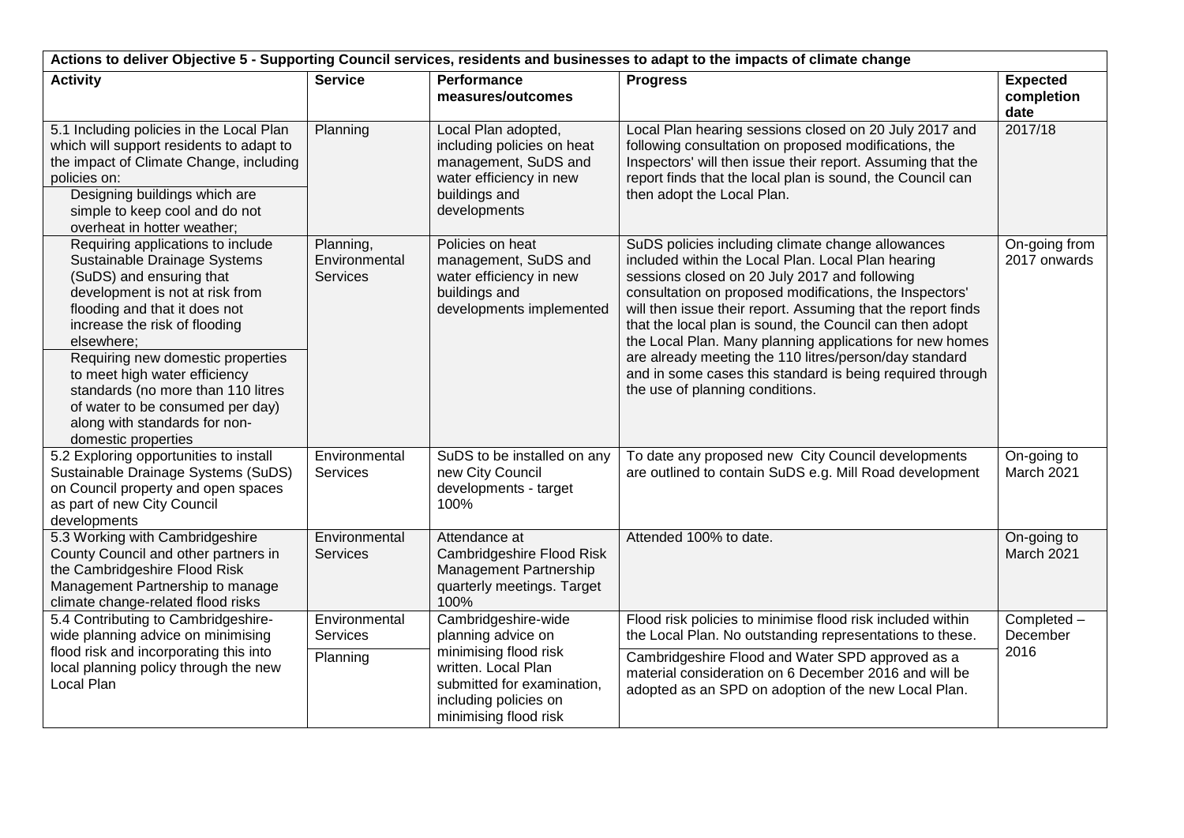| Actions to deliver Objective 5 - Supporting Council services, residents and businesses to adapt to the impacts of climate change | | | | |
|---|---|---|---|---|
| **Activity** | **Service** | **Performance measures/outcomes** | **Progress** | **Expected completion date** |
| 5.1 Including policies in the Local Plan which will support residents to adapt to the impact of Climate Change, including policies on: Designing buildings which are simple to keep cool and do not overheat in hotter weather; | Planning | Local Plan adopted, including policies on heat management, SuDS and water efficiency in new buildings and developments | Local Plan hearing sessions closed on 20 July 2017 and following consultation on proposed modifications, the Inspectors' will then issue their report. Assuming that the report finds that the local plan is sound, the Council can then adopt the Local Plan. | 2017/18 |
| Requiring applications to include Sustainable Drainage Systems (SuDS) and ensuring that development is not at risk from flooding and that it does not increase the risk of flooding elsewhere; Requiring new domestic properties to meet high water efficiency standards (no more than 110 litres of water to be consumed per day) along with standards for non-domestic properties | Planning, Environmental Services | Policies on heat management, SuDS and water efficiency in new buildings and developments implemented | SuDS policies including climate change allowances included within the Local Plan. Local Plan hearing sessions closed on 20 July 2017 and following consultation on proposed modifications, the Inspectors' will then issue their report. Assuming that the report finds that the local plan is sound, the Council can then adopt the Local Plan. Many planning applications for new homes are already meeting the 110 litres/person/day standard and in some cases this standard is being required through the use of planning conditions. | On-going from 2017 onwards |
| 5.2 Exploring opportunities to install Sustainable Drainage Systems (SuDS) on Council property and open spaces as part of new City Council developments | Environmental Services | SuDS to be installed on any new City Council developments - target 100% | To date any proposed new City Council developments are outlined to contain SuDS e.g. Mill Road development | On-going to March 2021 |
| 5.3 Working with Cambridgeshire County Council and other partners in the Cambridgeshire Flood Risk Management Partnership to manage climate change-related flood risks | Environmental Services | Attendance at Cambridgeshire Flood Risk Management Partnership quarterly meetings. Target 100% | Attended 100% to date. | On-going to March 2021 |
| 5.4 Contributing to Cambridgeshire-wide planning advice on minimising flood risk and incorporating this into local planning policy through the new Local Plan | Environmental Services | Cambridgeshire-wide planning advice on minimising flood risk written. Local Plan submitted for examination, including policies on minimising flood risk | Flood risk policies to minimise flood risk included within the Local Plan. No outstanding representations to these. | Completed – December 2016 |
| | Planning | | Cambridgeshire Flood and Water SPD approved as a material consideration on 6 December 2016 and will be adopted as an SPD on adoption of the new Local Plan. | |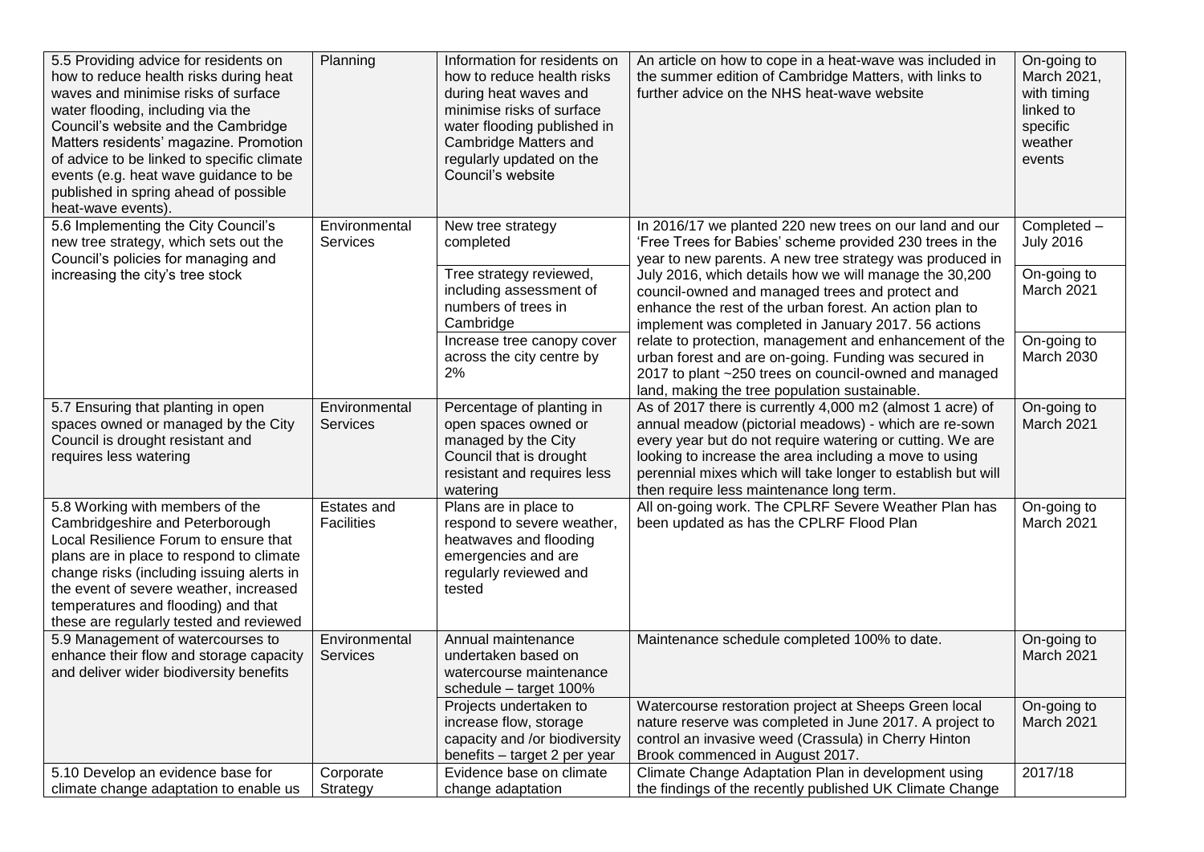| | | | | |
|---|---|---|---|---|
| 5.5 Providing advice for residents on how to reduce health risks during heat waves and minimise risks of surface water flooding, including via the Council's website and the Cambridge Matters residents' magazine. Promotion of advice to be linked to specific climate events (e.g. heat wave guidance to be published in spring ahead of possible heat-wave events). | Planning | Information for residents on how to reduce health risks during heat waves and minimise risks of surface water flooding published in Cambridge Matters and regularly updated on the Council's website | An article on how to cope in a heat-wave was included in the summer edition of Cambridge Matters, with links to further advice on the NHS heat-wave website | On-going to March 2021, with timing linked to specific weather events |
| 5.6 Implementing the City Council's new tree strategy, which sets out the Council's policies for managing and increasing the city's tree stock | Environmental Services | New tree strategy completed | In 2016/17 we planted 220 new trees on our land and our 'Free Trees for Babies' scheme provided 230 trees in the year to new parents. A new tree strategy was produced in July 2016, which details how we will manage the 30,200 council-owned and managed trees and protect and enhance the rest of the urban forest. An action plan to implement was completed in January 2017. 56 actions relate to protection, management and enhancement of the urban forest and are on-going. Funding was secured in 2017 to plant ~250 trees on council-owned and managed land, making the tree population sustainable. | Completed – July 2016 |
| | | Tree strategy reviewed, including assessment of numbers of trees in Cambridge | | On-going to March 2021 |
| | | Increase tree canopy cover across the city centre by 2% | | On-going to March 2030 |
| 5.7 Ensuring that planting in open spaces owned or managed by the City Council is drought resistant and requires less watering | Environmental Services | Percentage of planting in open spaces owned or managed by the City Council that is drought resistant and requires less watering | As of 2017 there is currently 4,000 m2 (almost 1 acre) of annual meadow (pictorial meadows) - which are re-sown every year but do not require watering or cutting. We are looking to increase the area including a move to using perennial mixes which will take longer to establish but will then require less maintenance long term. | On-going to March 2021 |
| 5.8 Working with members of the Cambridgeshire and Peterborough Local Resilience Forum to ensure that plans are in place to respond to climate change risks (including issuing alerts in the event of severe weather, increased temperatures and flooding) and that these are regularly tested and reviewed | Estates and Facilities | Plans are in place to respond to severe weather, heatwaves and flooding emergencies and are regularly reviewed and tested | All on-going work. The CPLRF Severe Weather Plan has been updated as has the CPLRF Flood Plan | On-going to March 2021 |
| 5.9 Management of watercourses to enhance their flow and storage capacity and deliver wider biodiversity benefits | Environmental Services | Annual maintenance undertaken based on watercourse maintenance schedule – target 100% | Maintenance schedule completed 100% to date. | On-going to March 2021 |
| | | Projects undertaken to increase flow, storage capacity and /or biodiversity benefits – target 2 per year | Watercourse restoration project at Sheeps Green local nature reserve was completed in June 2017. A project to control an invasive weed (Crassula) in Cherry Hinton Brook commenced in August 2017. | On-going to March 2021 |
| 5.10 Develop an evidence base for climate change adaptation to enable us | Corporate Strategy | Evidence base on climate change adaptation | Climate Change Adaptation Plan in development using the findings of the recently published UK Climate Change | 2017/18 |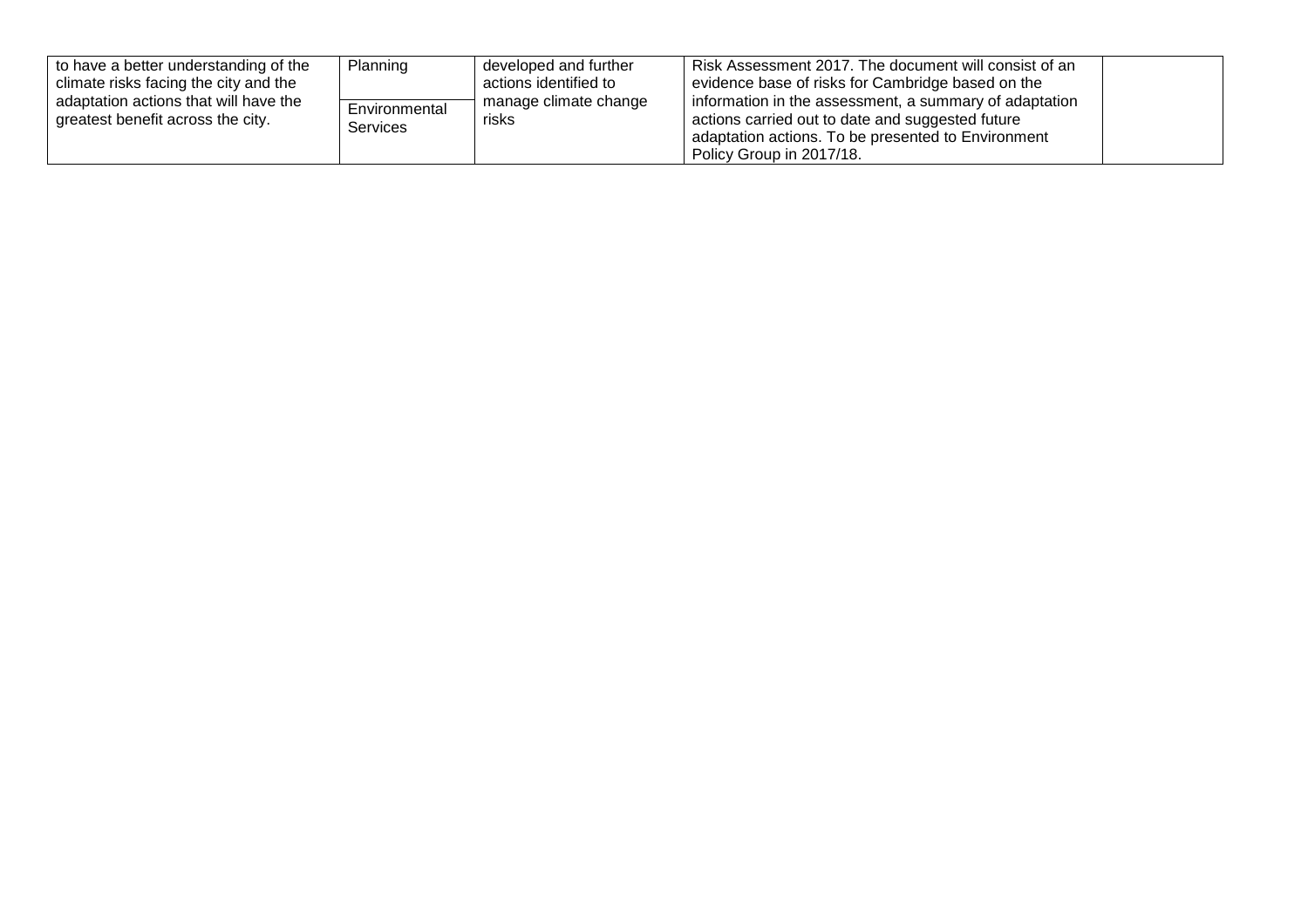| | | | | |
|---|---|---|---|---|
| to have a better understanding of the climate risks facing the city and the adaptation actions that will have the greatest benefit across the city. | Planning<br><br>Environmental Services | developed and further actions identified to manage climate change risks | Risk Assessment 2017. The document will consist of an evidence base of risks for Cambridge based on the information in the assessment, a summary of adaptation actions carried out to date and suggested future adaptation actions. To be presented to Environment Policy Group in 2017/18. | |